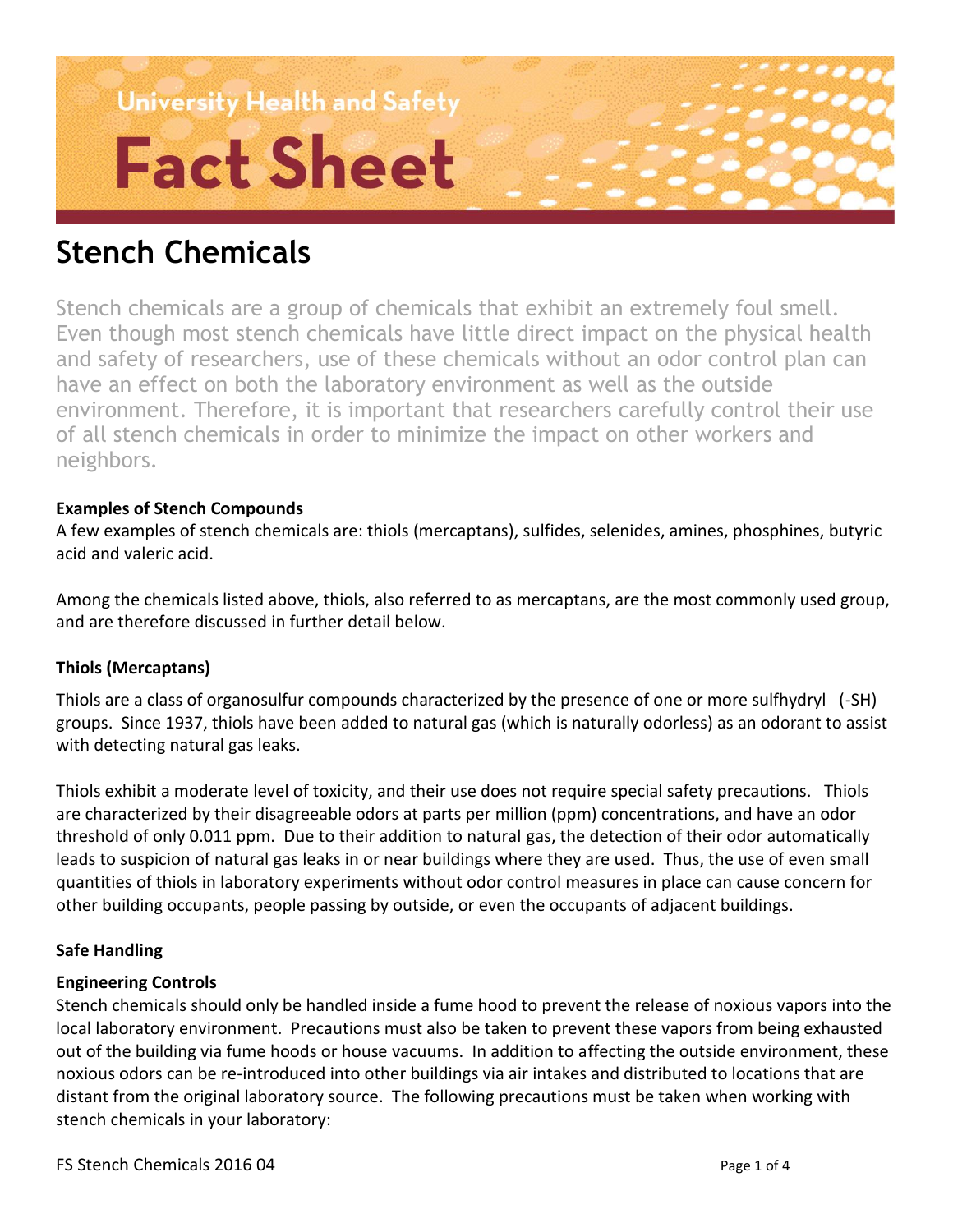University Health and Safety

# Fact Sheet

## Stench Chemicals

Stench chemicals are a group of chemicals that exhibit an extremely foul smell. Even though most stench chemicals have little direct impact on the physical health and safety of researchers, use of these chemicals without an odor control plan can have an effect on both the laboratory environment as well as the outside environment. Therefore, it is important that researchers carefully control their use of all stench chemicals in order to minimize the impact on other workers and neighbors.

**Examples of Stench Compounds**

A few examples of stench chemicals are: thiols (mercaptans), sulfides, selenides, amines, phosphines, butyric acid and valeric acid.

Among the chemicals listed above, thiols, also referred to as mercaptans, are the most commonly used group, and are therefore discussed in further detail below.

**Thiols (Mercaptans)**

Thiols are a class of organosulfur compounds characterized by the presence of one or more sulfhydryl (-SH) groups. Since 1937, thiols have been added to natural gas (which is naturally odorless) as an odorant to assist with detecting natural gas leaks.

Thiols exhibit a moderate level of toxicity, and their use does not require special safety precautions. Thiols are characterized by their disagreeable odors at parts per million (ppm) concentrations, and have an odor threshold of only 0.011 ppm. Due to their addition to natural gas, the detection of their odor automatically leads to suspicion of natural gas leaks in or near buildings where they are used. Thus, the use of even small quantities of thiols in laboratory experiments without odor control measures in place can cause concern for other building occupants, people passing by outside, or even the occupants of adjacent buildings.

**Safe Handling**

**Engineering Controls**

Stench chemicals should only be handled inside a fume hood to prevent the release of noxious vapors into the local laboratory environment. Precautions must also be taken to prevent these vapors from being exhausted out of the building via fume hoods or house vacuums. In addition to affecting the outside environment, these noxious odors can be re-introduced into other buildings via air intakes and distributed to locations that are distant from the original laboratory source. The following precautions must be taken when working with stench chemicals in your laboratory:

FS Stench Chemicals 2016 04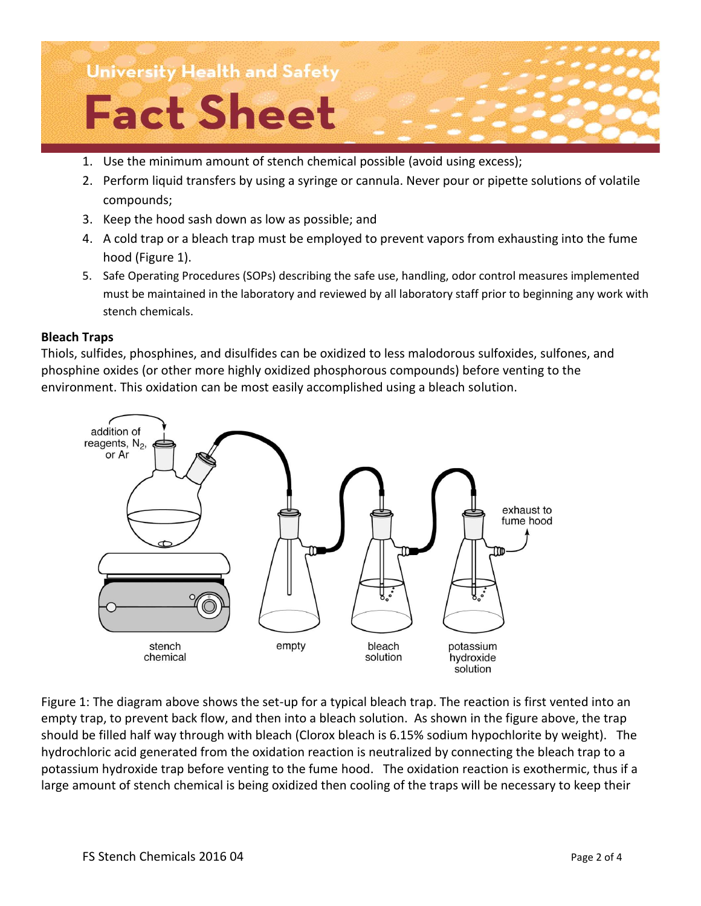1. Use the minimum amount of stench chemical possible (avoid using excess);
2. Perform liquid transfers by using a syringe or cannula. Never pour or pipette solutions of volatile compounds;
3. Keep the hood sash down as low as possible; and
4. A cold trap or a bleach trap must be employed to prevent vapors from exhausting into the fume hood (Figure 1).
5. Safe Operating Procedures (SOPs) describing the safe use, handling, odor control measures implemented must be maintained in the laboratory and reviewed by all laboratory staff prior to beginning any work with stench chemicals.

**Bleach Traps**

Thiols, sulfides, phosphines, and disulfides can be oxidized to less malodorous sulfoxides, sulfones, and phosphine oxides (or other more highly oxidized phosphorous compounds) before venting to the environment. This oxidation can be most easily accomplished using a bleach solution.

Figure 1: The diagram above shows the set-up for a typical bleach trap. The reaction is first vented into an empty trap, to prevent back flow, and then into a bleach solution. As shown in the figure above, the trap should be filled half way through with bleach (Clorox bleach is 6.15% sodium hypochlorite by weight). The hydrochloric acid generated from the oxidation reaction is neutralized by connecting the bleach trap to a potassium hydroxide trap before venting to the fume hood. The oxidation reaction is exothermic, thus if a large amount of stench chemical is being oxidized then cooling of the traps will be necessary to keep their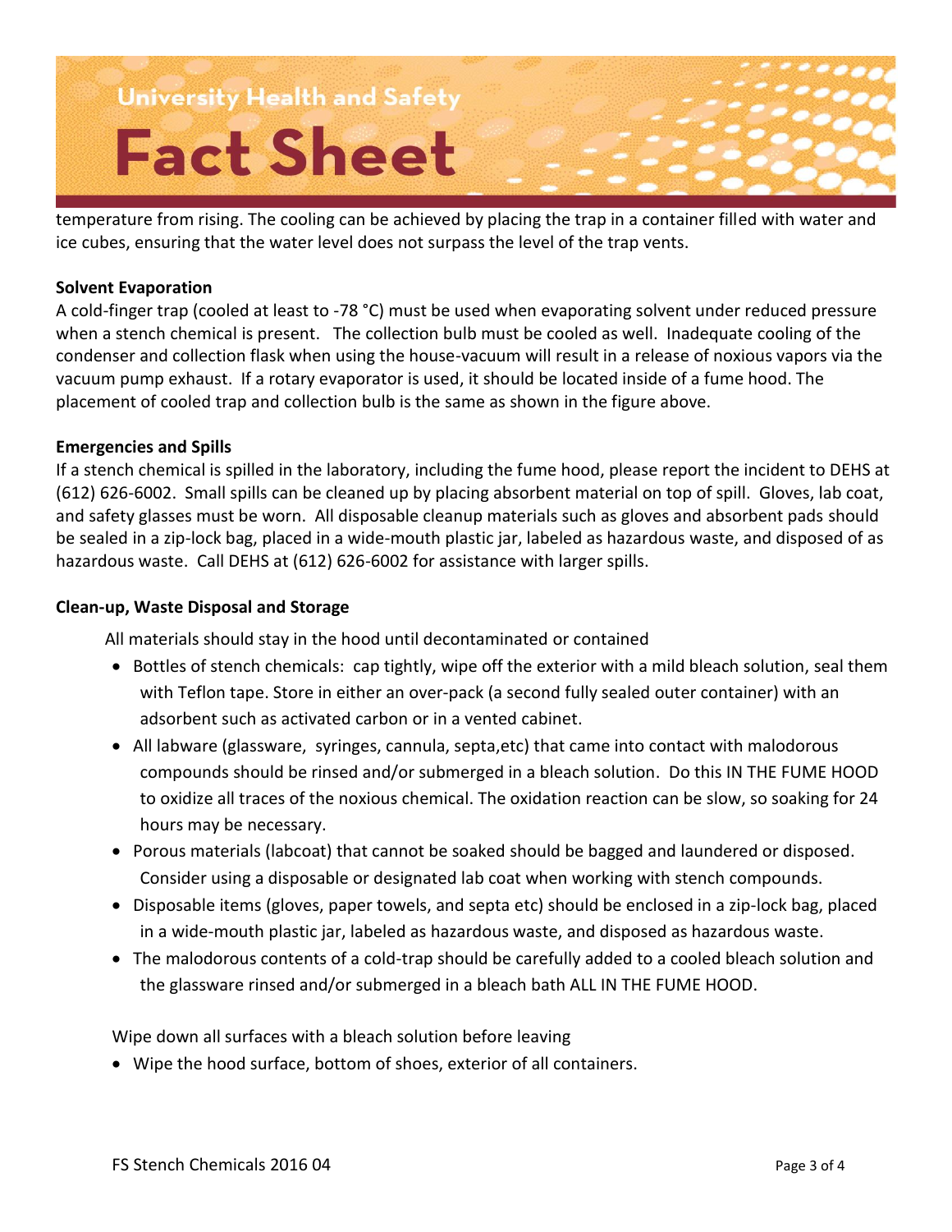temperature from rising. The cooling can be achieved by placing the trap in a container filled with water and ice cubes, ensuring that the water level does not surpass the level of the trap vents.

**Solvent Evaporation**

A cold-finger trap (cooled at least to -78 °C) must be used when evaporating solvent under reduced pressure when a stench chemical is present. The collection bulb must be cooled as well. Inadequate cooling of the condenser and collection flask when using the house-vacuum will result in a release of noxious vapors via the vacuum pump exhaust. If a rotary evaporator is used, it should be located inside of a fume hood. The placement of cooled trap and collection bulb is the same as shown in the figure above.

**Emergencies and Spills**

If a stench chemical is spilled in the laboratory, including the fume hood, please report the incident to DEHS at (612) 626-6002. Small spills can be cleaned up by placing absorbent material on top of spill. Gloves, lab coat, and safety glasses must be worn. All disposable cleanup materials such as gloves and absorbent pads should be sealed in a zip-lock bag, placed in a wide-mouth plastic jar, labeled as hazardous waste, and disposed of as hazardous waste. Call DEHS at (612) 626-6002 for assistance with larger spills.

**Clean-up, Waste Disposal and Storage**

All materials should stay in the hood until decontaminated or contained

- Bottles of stench chemicals: cap tightly, wipe off the exterior with a mild bleach solution, seal them with Teflon tape. Store in either an over-pack (a second fully sealed outer container) with an adsorbent such as activated carbon or in a vented cabinet.
- All labware (glassware, syringes, cannula, septa,etc) that came into contact with malodorous compounds should be rinsed and/or submerged in a bleach solution. Do this IN THE FUME HOOD to oxidize all traces of the noxious chemical. The oxidation reaction can be slow, so soaking for 24 hours may be necessary.
- Porous materials (labcoat) that cannot be soaked should be bagged and laundered or disposed. Consider using a disposable or designated lab coat when working with stench compounds.
- Disposable items (gloves, paper towels, and septa etc) should be enclosed in a zip-lock bag, placed in a wide-mouth plastic jar, labeled as hazardous waste, and disposed as hazardous waste.
- The malodorous contents of a cold-trap should be carefully added to a cooled bleach solution and the glassware rinsed and/or submerged in a bleach bath ALL IN THE FUME HOOD.

Wipe down all surfaces with a bleach solution before leaving

- Wipe the hood surface, bottom of shoes, exterior of all containers.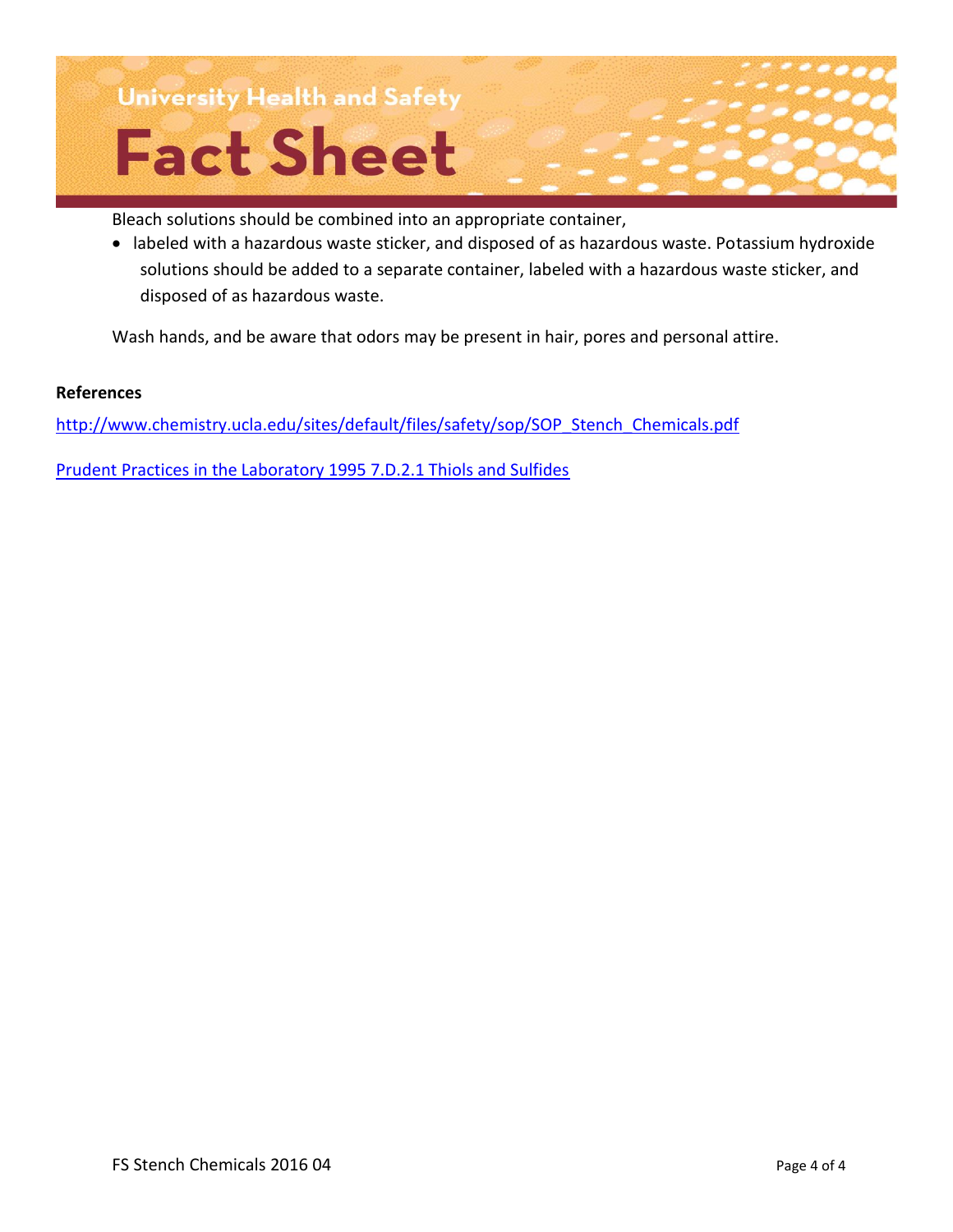Bleach solutions should be combined into an appropriate container,

- labeled with a hazardous waste sticker, and disposed of as hazardous waste. Potassium hydroxide solutions should be added to a separate container, labeled with a hazardous waste sticker, and disposed of as hazardous waste.

Wash hands, and be aware that odors may be present in hair, pores and personal attire.

**References**

http://www.chemistry.ucla.edu/sites/default/files/safety/sop/SOP_Stench_Chemicals.pdf

Prudent Practices in the Laboratory 1995 7.D.2.1 Thiols and Sulfides